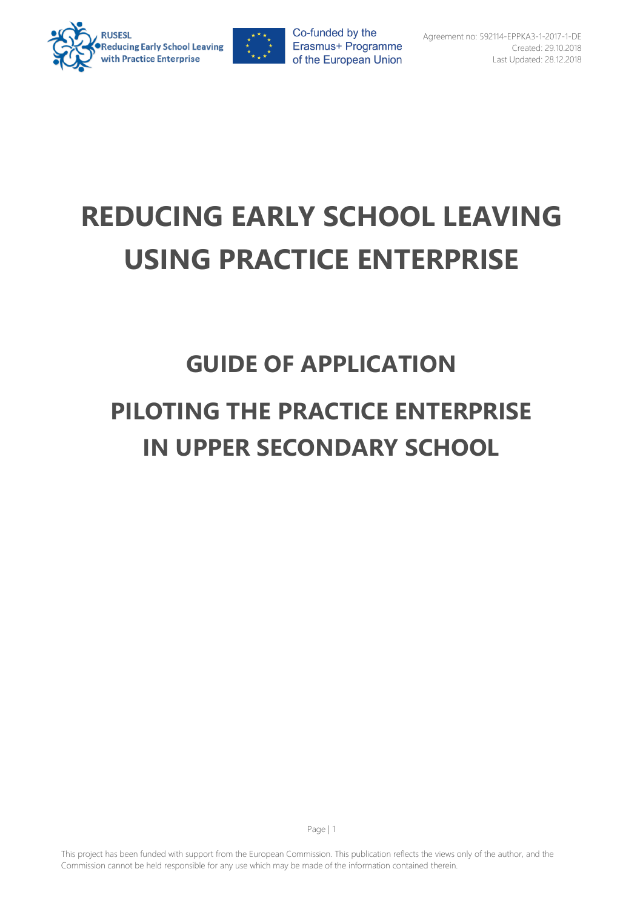# REDUCING EARLY SCHOOL LEAVING USING PRACTICE ENTERPRISE

## GUIDE OF APPLICATION

## PILOTING THE PRACTICE ENTERPRISE IN UPPER SECONDARY SCHOOL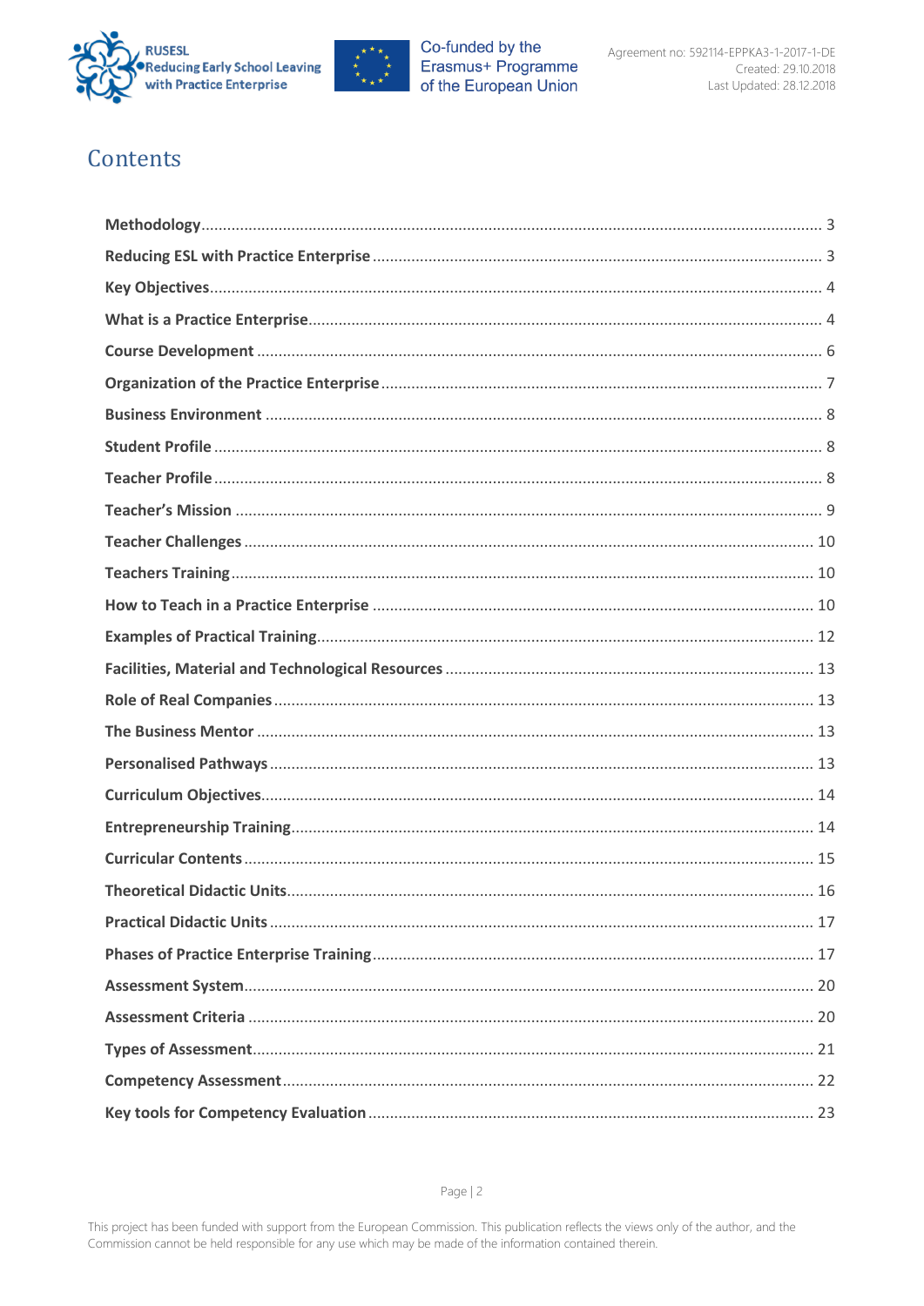# Contents

| | |
|---|---|
| **Methodology** | 3 |
| **Reducing ESL with Practice Enterprise** | 3 |
| **Key Objectives** | 4 |
| **What is a Practice Enterprise** | 4 |
| **Course Development** | 6 |
| **Organization of the Practice Enterprise** | 7 |
| **Business Environment** | 8 |
| **Student Profile** | 8 |
| **Teacher Profile** | 8 |
| **Teacher's Mission** | 9 |
| **Teacher Challenges** | 10 |
| **Teachers Training** | 10 |
| **How to Teach in a Practice Enterprise** | 10 |
| **Examples of Practical Training** | 12 |
| **Facilities, Material and Technological Resources** | 13 |
| **Role of Real Companies** | 13 |
| **The Business Mentor** | 13 |
| **Personalised Pathways** | 13 |
| **Curriculum Objectives** | 14 |
| **Entrepreneurship Training** | 14 |
| **Curricular Contents** | 15 |
| **Theoretical Didactic Units** | 16 |
| **Practical Didactic Units** | 17 |
| **Phases of Practice Enterprise Training** | 17 |
| **Assessment System** | 20 |
| **Assessment Criteria** | 20 |
| **Types of Assessment** | 21 |
| **Competency Assessment** | 22 |
| **Key tools for Competency Evaluation** | 23 |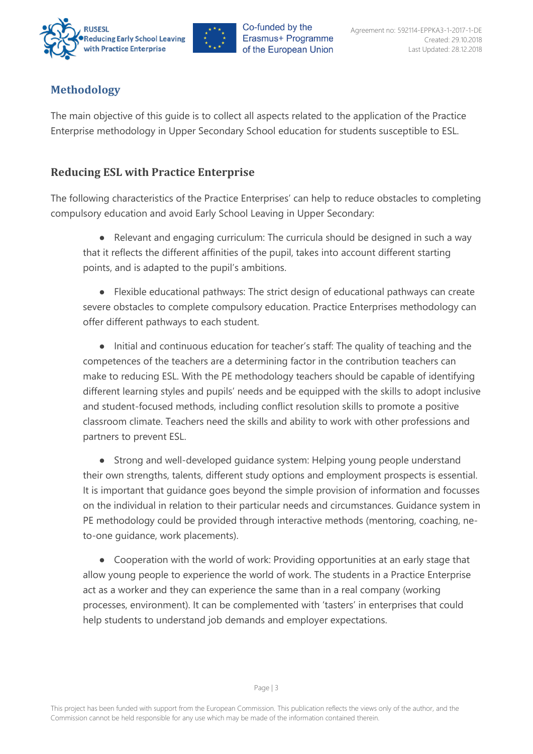## Methodology

The main objective of this guide is to collect all aspects related to the application of the Practice Enterprise methodology in Upper Secondary School education for students susceptible to ESL.

### Reducing ESL with Practice Enterprise

The following characteristics of the Practice Enterprises' can help to reduce obstacles to completing compulsory education and avoid Early School Leaving in Upper Secondary:

- Relevant and engaging curriculum: The curricula should be designed in such a way that it reflects the different affinities of the pupil, takes into account different starting points, and is adapted to the pupil's ambitions.
- Flexible educational pathways: The strict design of educational pathways can create severe obstacles to complete compulsory education. Practice Enterprises methodology can offer different pathways to each student.
- Initial and continuous education for teacher's staff: The quality of teaching and the competences of the teachers are a determining factor in the contribution teachers can make to reducing ESL. With the PE methodology teachers should be capable of identifying different learning styles and pupils' needs and be equipped with the skills to adopt inclusive and student-focused methods, including conflict resolution skills to promote a positive classroom climate. Teachers need the skills and ability to work with other professions and partners to prevent ESL.
- Strong and well-developed guidance system: Helping young people understand their own strengths, talents, different study options and employment prospects is essential. It is important that guidance goes beyond the simple provision of information and focusses on the individual in relation to their particular needs and circumstances. Guidance system in PE methodology could be provided through interactive methods (mentoring, coaching, ne-to-one guidance, work placements).
- Cooperation with the world of work: Providing opportunities at an early stage that allow young people to experience the world of work. The students in a Practice Enterprise act as a worker and they can experience the same than in a real company (working processes, environment). It can be complemented with 'tasters' in enterprises that could help students to understand job demands and employer expectations.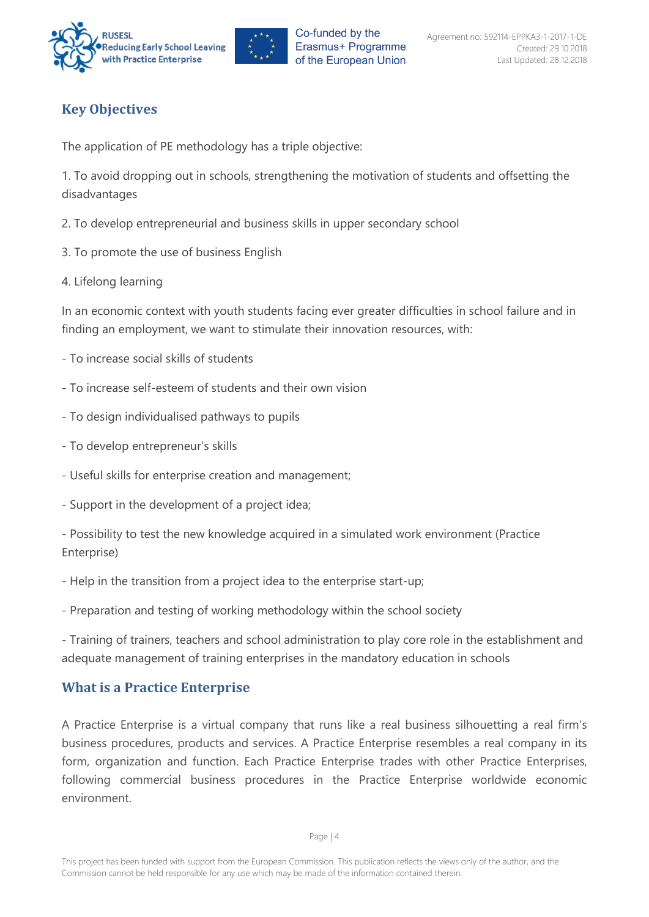## Key Objectives

The application of PE methodology has a triple objective:

1. To avoid dropping out in schools, strengthening the motivation of students and offsetting the disadvantages

2. To develop entrepreneurial and business skills in upper secondary school

3. To promote the use of business English

4. Lifelong learning

In an economic context with youth students facing ever greater difficulties in school failure and in finding an employment, we want to stimulate their innovation resources, with:

- To increase social skills of students

- To increase self-esteem of students and their own vision

- To design individualised pathways to pupils

- To develop entrepreneur's skills

- Useful skills for enterprise creation and management;

- Support in the development of a project idea;

- Possibility to test the new knowledge acquired in a simulated work environment (Practice Enterprise)

- Help in the transition from a project idea to the enterprise start-up;

- Preparation and testing of working methodology within the school society

- Training of trainers, teachers and school administration to play core role in the establishment and adequate management of training enterprises in the mandatory education in schools

## What is a Practice Enterprise

A Practice Enterprise is a virtual company that runs like a real business silhouetting a real firm's business procedures, products and services. A Practice Enterprise resembles a real company in its form, organization and function. Each Practice Enterprise trades with other Practice Enterprises, following commercial business procedures in the Practice Enterprise worldwide economic environment.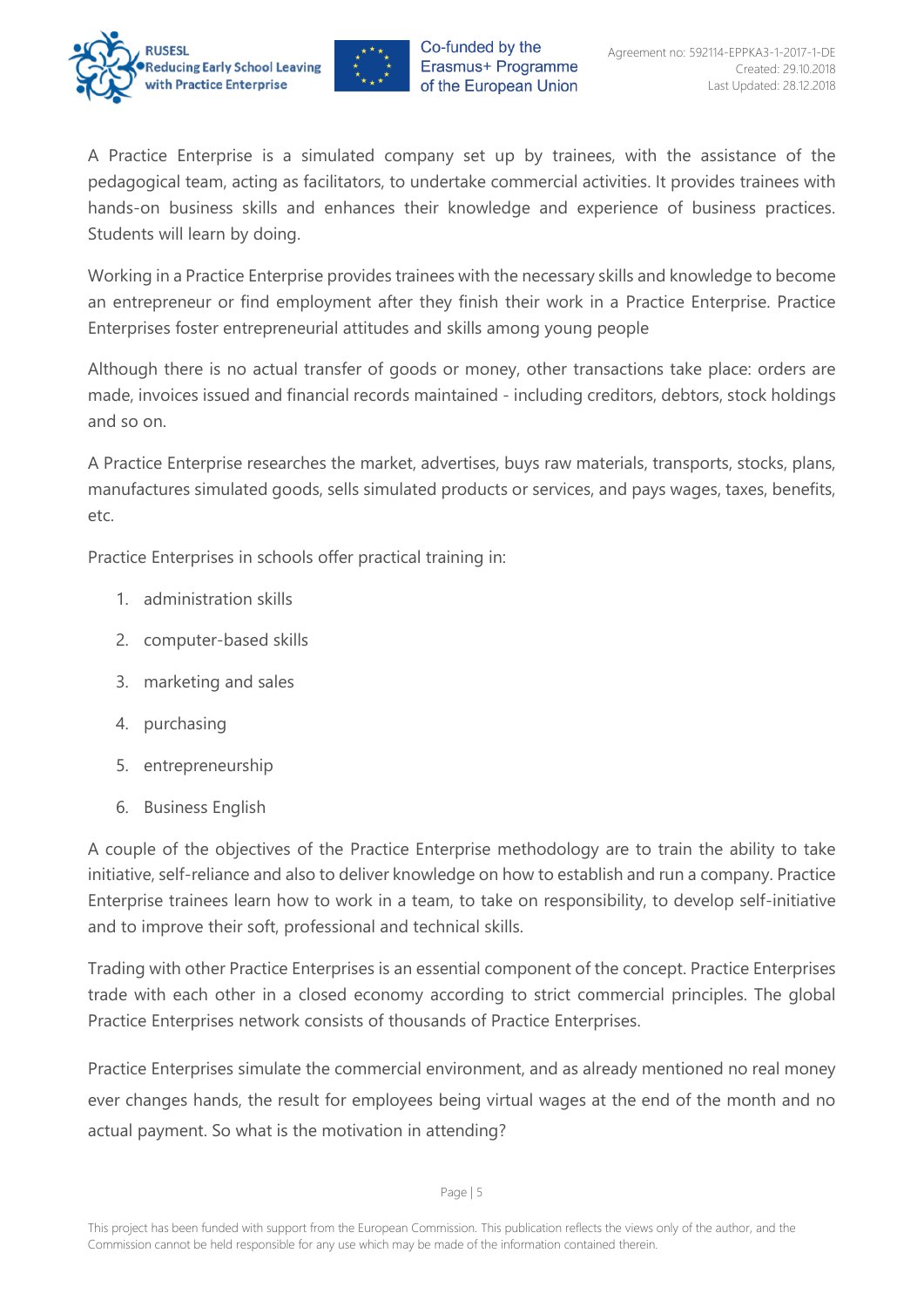A Practice Enterprise is a simulated company set up by trainees, with the assistance of the pedagogical team, acting as facilitators, to undertake commercial activities. It provides trainees with hands-on business skills and enhances their knowledge and experience of business practices. Students will learn by doing.

Working in a Practice Enterprise provides trainees with the necessary skills and knowledge to become an entrepreneur or find employment after they finish their work in a Practice Enterprise. Practice Enterprises foster entrepreneurial attitudes and skills among young people

Although there is no actual transfer of goods or money, other transactions take place: orders are made, invoices issued and financial records maintained - including creditors, debtors, stock holdings and so on.

A Practice Enterprise researches the market, advertises, buys raw materials, transports, stocks, plans, manufactures simulated goods, sells simulated products or services, and pays wages, taxes, benefits, etc.

Practice Enterprises in schools offer practical training in:

1. administration skills
2. computer-based skills
3. marketing and sales
4. purchasing
5. entrepreneurship
6. Business English

A couple of the objectives of the Practice Enterprise methodology are to train the ability to take initiative, self-reliance and also to deliver knowledge on how to establish and run a company. Practice Enterprise trainees learn how to work in a team, to take on responsibility, to develop self-initiative and to improve their soft, professional and technical skills.

Trading with other Practice Enterprises is an essential component of the concept. Practice Enterprises trade with each other in a closed economy according to strict commercial principles. The global Practice Enterprises network consists of thousands of Practice Enterprises.

Practice Enterprises simulate the commercial environment, and as already mentioned no real money ever changes hands, the result for employees being virtual wages at the end of the month and no actual payment. So what is the motivation in attending?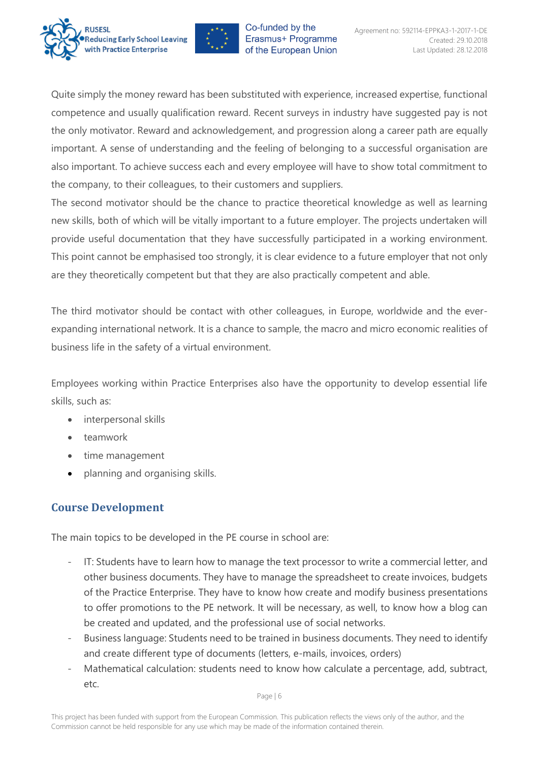Quite simply the money reward has been substituted with experience, increased expertise, functional competence and usually qualification reward. Recent surveys in industry have suggested pay is not the only motivator. Reward and acknowledgement, and progression along a career path are equally important. A sense of understanding and the feeling of belonging to a successful organisation are also important. To achieve success each and every employee will have to show total commitment to the company, to their colleagues, to their customers and suppliers.

The second motivator should be the chance to practice theoretical knowledge as well as learning new skills, both of which will be vitally important to a future employer. The projects undertaken will provide useful documentation that they have successfully participated in a working environment. This point cannot be emphasised too strongly, it is clear evidence to a future employer that not only are they theoretically competent but that they are also practically competent and able.

The third motivator should be contact with other colleagues, in Europe, worldwide and the ever-expanding international network. It is a chance to sample, the macro and micro economic realities of business life in the safety of a virtual environment.

Employees working within Practice Enterprises also have the opportunity to develop essential life skills, such as:

- interpersonal skills
- teamwork
- time management
- planning and organising skills.

## Course Development

The main topics to be developed in the PE course in school are:

- IT: Students have to learn how to manage the text processor to write a commercial letter, and other business documents. They have to manage the spreadsheet to create invoices, budgets of the Practice Enterprise. They have to know how create and modify business presentations to offer promotions to the PE network. It will be necessary, as well, to know how a blog can be created and updated, and the professional use of social networks.
- Business language: Students need to be trained in business documents. They need to identify and create different type of documents (letters, e-mails, invoices, orders)
- Mathematical calculation: students need to know how calculate a percentage, add, subtract, etc.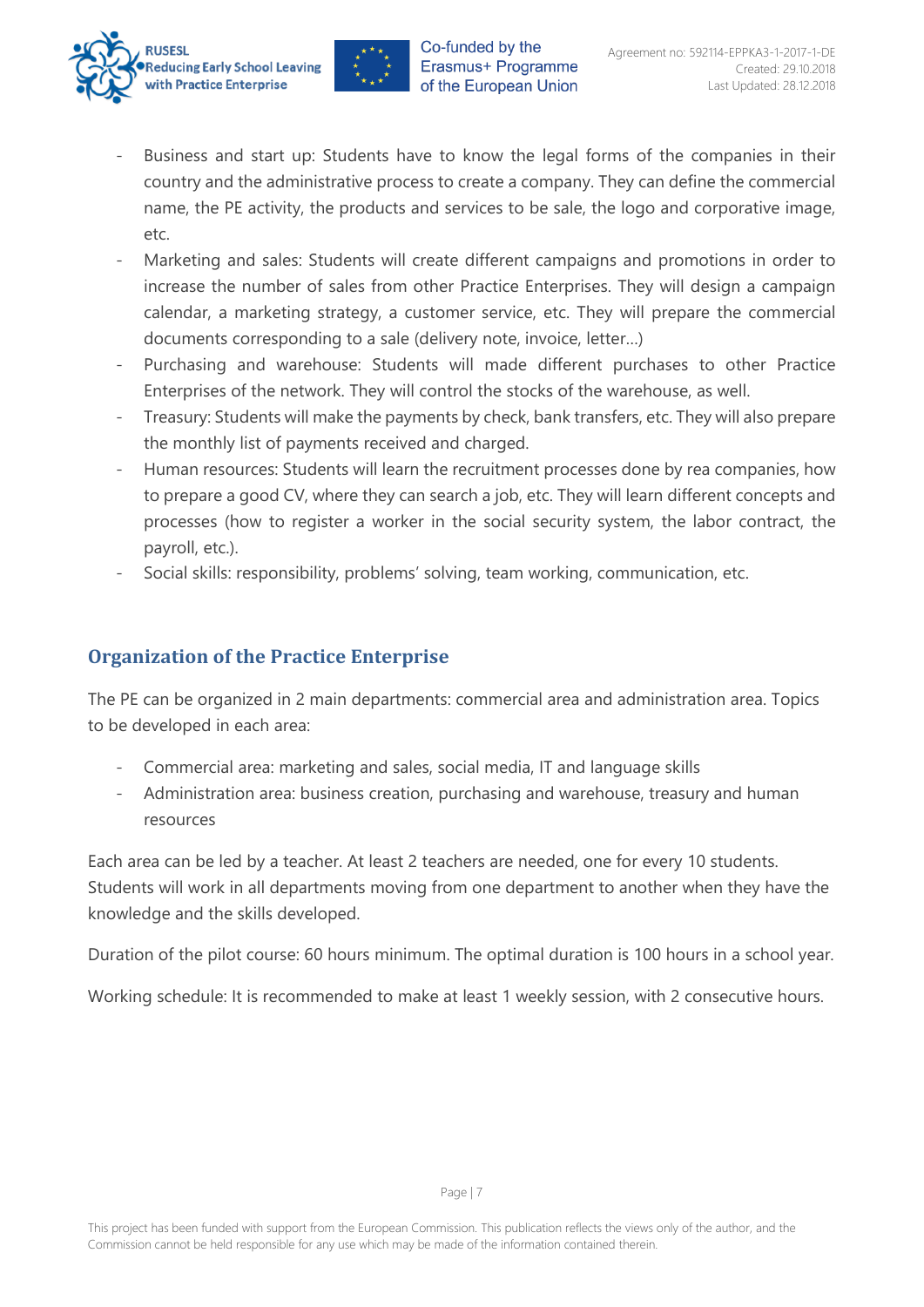- Business and start up: Students have to know the legal forms of the companies in their country and the administrative process to create a company. They can define the commercial name, the PE activity, the products and services to be sale, the logo and corporative image, etc.
- Marketing and sales: Students will create different campaigns and promotions in order to increase the number of sales from other Practice Enterprises. They will design a campaign calendar, a marketing strategy, a customer service, etc. They will prepare the commercial documents corresponding to a sale (delivery note, invoice, letter…)
- Purchasing and warehouse: Students will made different purchases to other Practice Enterprises of the network. They will control the stocks of the warehouse, as well.
- Treasury: Students will make the payments by check, bank transfers, etc. They will also prepare the monthly list of payments received and charged.
- Human resources: Students will learn the recruitment processes done by rea companies, how to prepare a good CV, where they can search a job, etc. They will learn different concepts and processes (how to register a worker in the social security system, the labor contract, the payroll, etc.).
- Social skills: responsibility, problems' solving, team working, communication, etc.

## Organization of the Practice Enterprise

The PE can be organized in 2 main departments: commercial area and administration area. Topics to be developed in each area:

- Commercial area: marketing and sales, social media, IT and language skills
- Administration area: business creation, purchasing and warehouse, treasury and human resources

Each area can be led by a teacher. At least 2 teachers are needed, one for every 10 students. Students will work in all departments moving from one department to another when they have the knowledge and the skills developed.

Duration of the pilot course: 60 hours minimum. The optimal duration is 100 hours in a school year.

Working schedule: It is recommended to make at least 1 weekly session, with 2 consecutive hours.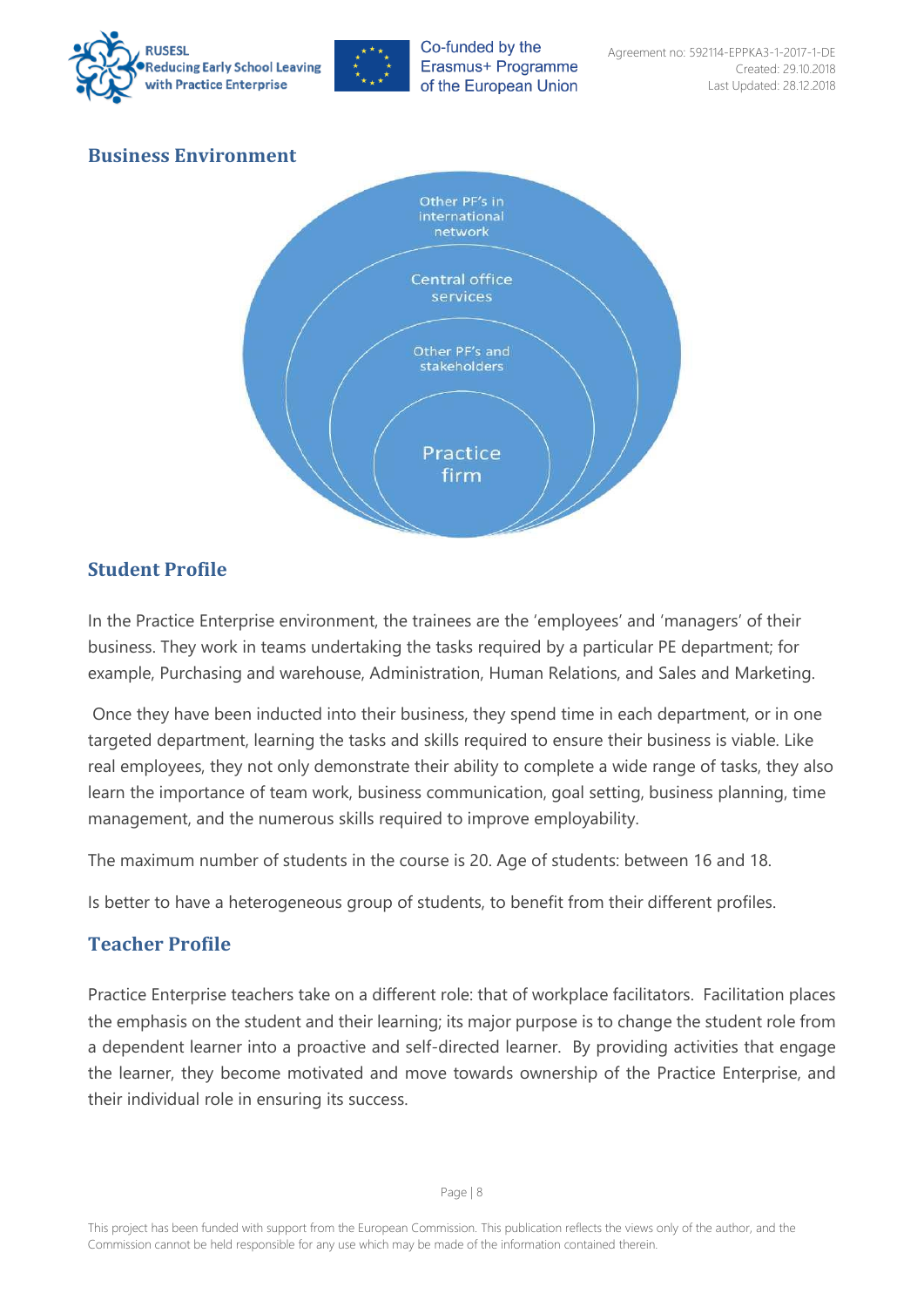## Business Environment

Other PF's in international network

Central office services

Other PF's and stakeholders

Practice firm

## Student Profile

In the Practice Enterprise environment, the trainees are the 'employees' and 'managers' of their business. They work in teams undertaking the tasks required by a particular PE department; for example, Purchasing and warehouse, Administration, Human Relations, and Sales and Marketing.

Once they have been inducted into their business, they spend time in each department, or in one targeted department, learning the tasks and skills required to ensure their business is viable. Like real employees, they not only demonstrate their ability to complete a wide range of tasks, they also learn the importance of team work, business communication, goal setting, business planning, time management, and the numerous skills required to improve employability.

The maximum number of students in the course is 20. Age of students: between 16 and 18.

Is better to have a heterogeneous group of students, to benefit from their different profiles.

## Teacher Profile

Practice Enterprise teachers take on a different role: that of workplace facilitators. Facilitation places the emphasis on the student and their learning; its major purpose is to change the student role from a dependent learner into a proactive and self-directed learner. By providing activities that engage the learner, they become motivated and move towards ownership of the Practice Enterprise, and their individual role in ensuring its success.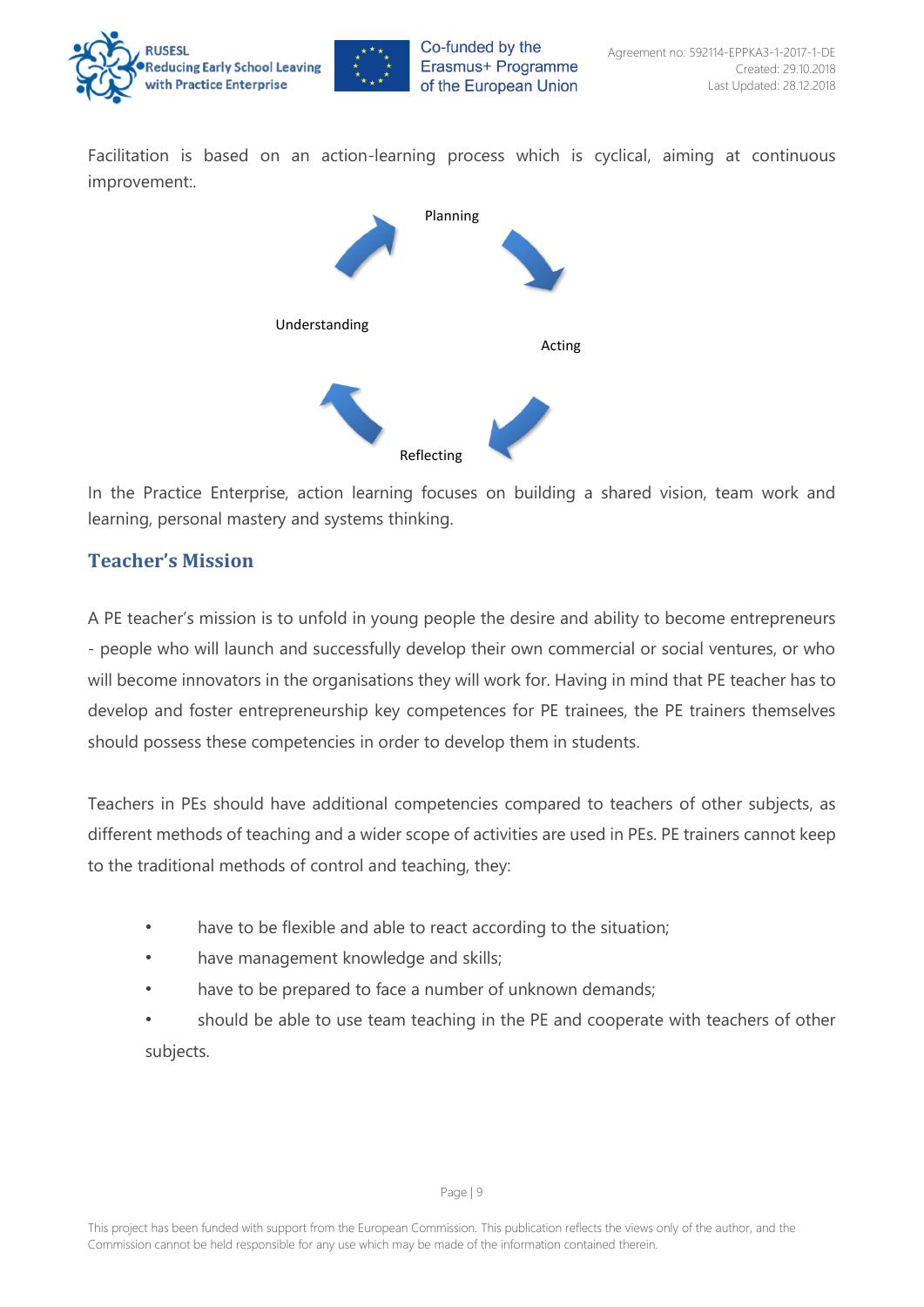Facilitation is based on an action-learning process which is cyclical, aiming at continuous improvement:.

Planning

Acting

Reflecting

Understanding

In the Practice Enterprise, action learning focuses on building a shared vision, team work and learning, personal mastery and systems thinking.

## Teacher's Mission

A PE teacher's mission is to unfold in young people the desire and ability to become entrepreneurs - people who will launch and successfully develop their own commercial or social ventures, or who will become innovators in the organisations they will work for. Having in mind that PE teacher has to develop and foster entrepreneurship key competences for PE trainees, the PE trainers themselves should possess these competencies in order to develop them in students.

Teachers in PEs should have additional competencies compared to teachers of other subjects, as different methods of teaching and a wider scope of activities are used in PEs. PE trainers cannot keep to the traditional methods of control and teaching, they:

- have to be flexible and able to react according to the situation;
- have management knowledge and skills;
- have to be prepared to face a number of unknown demands;
- should be able to use team teaching in the PE and cooperate with teachers of other subjects.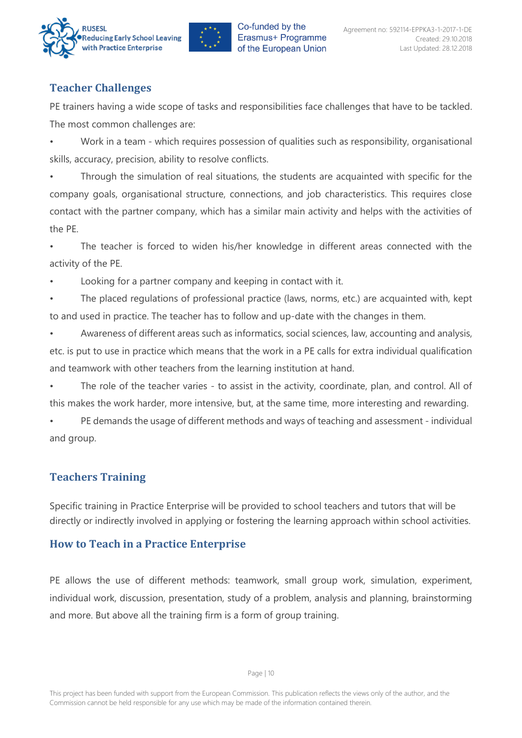## Teacher Challenges

PE trainers having a wide scope of tasks and responsibilities face challenges that have to be tackled. The most common challenges are:

- Work in a team - which requires possession of qualities such as responsibility, organisational skills, accuracy, precision, ability to resolve conflicts.
- Through the simulation of real situations, the students are acquainted with specific for the company goals, organisational structure, connections, and job characteristics. This requires close contact with the partner company, which has a similar main activity and helps with the activities of the PE.
- The teacher is forced to widen his/her knowledge in different areas connected with the activity of the PE.
- Looking for a partner company and keeping in contact with it.
- The placed regulations of professional practice (laws, norms, etc.) are acquainted with, kept to and used in practice. The teacher has to follow and up-date with the changes in them.
- Awareness of different areas such as informatics, social sciences, law, accounting and analysis, etc. is put to use in practice which means that the work in a PE calls for extra individual qualification and teamwork with other teachers from the learning institution at hand.
- The role of the teacher varies - to assist in the activity, coordinate, plan, and control. All of this makes the work harder, more intensive, but, at the same time, more interesting and rewarding.
- PE demands the usage of different methods and ways of teaching and assessment - individual and group.

## Teachers Training

Specific training in Practice Enterprise will be provided to school teachers and tutors that will be directly or indirectly involved in applying or fostering the learning approach within school activities.

## How to Teach in a Practice Enterprise

PE allows the use of different methods: teamwork, small group work, simulation, experiment, individual work, discussion, presentation, study of a problem, analysis and planning, brainstorming and more. But above all the training firm is a form of group training.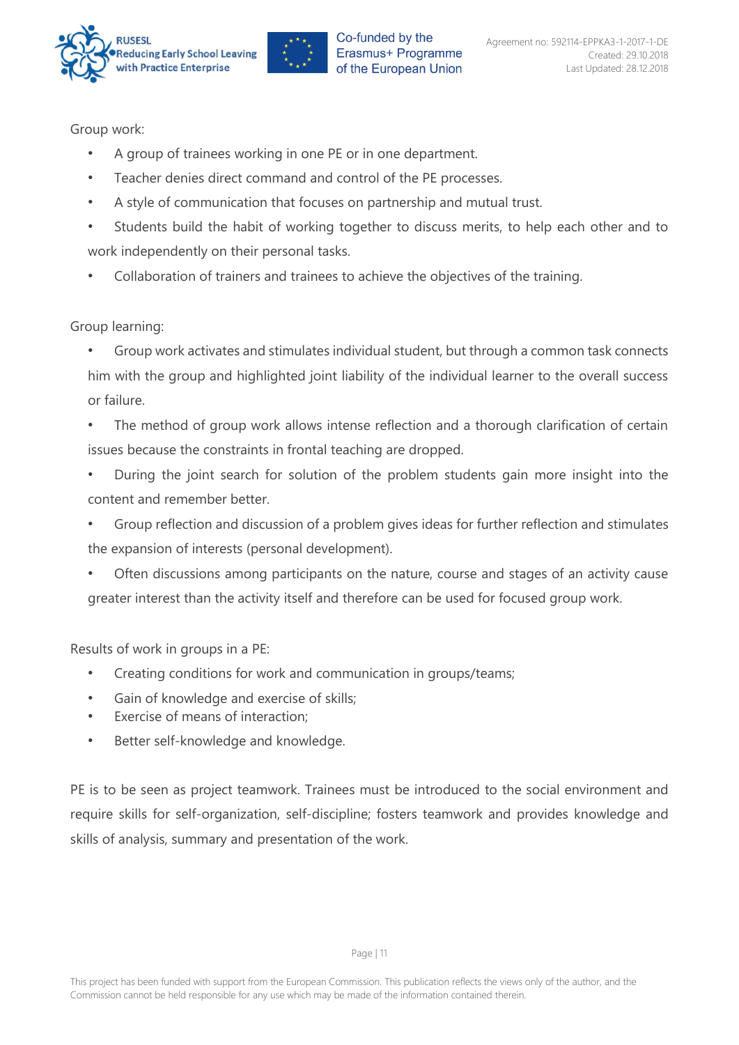Group work:

- A group of trainees working in one PE or in one department.
- Teacher denies direct command and control of the PE processes.
- A style of communication that focuses on partnership and mutual trust.
- Students build the habit of working together to discuss merits, to help each other and to work independently on their personal tasks.
- Collaboration of trainers and trainees to achieve the objectives of the training.

Group learning:

- Group work activates and stimulates individual student, but through a common task connects him with the group and highlighted joint liability of the individual learner to the overall success or failure.
- The method of group work allows intense reflection and a thorough clarification of certain issues because the constraints in frontal teaching are dropped.
- During the joint search for solution of the problem students gain more insight into the content and remember better.
- Group reflection and discussion of a problem gives ideas for further reflection and stimulates the expansion of interests (personal development).
- Often discussions among participants on the nature, course and stages of an activity cause greater interest than the activity itself and therefore can be used for focused group work.

Results of work in groups in a PE:

- Creating conditions for work and communication in groups/teams;
- Gain of knowledge and exercise of skills;
- Exercise of means of interaction;
- Better self-knowledge and knowledge.

PE is to be seen as project teamwork. Trainees must be introduced to the social environment and require skills for self-organization, self-discipline; fosters teamwork and provides knowledge and skills of analysis, summary and presentation of the work.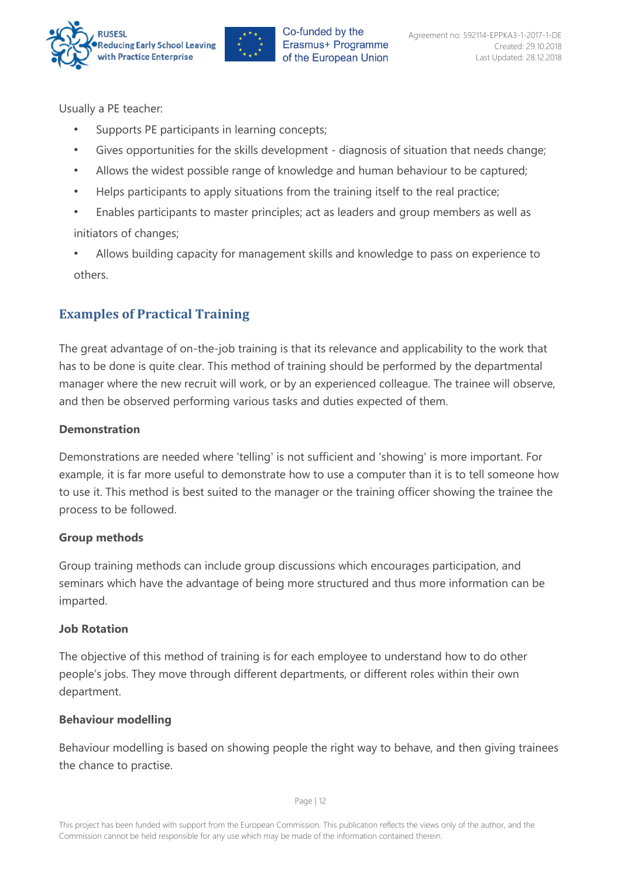Usually a PE teacher:

- Supports PE participants in learning concepts;
- Gives opportunities for the skills development - diagnosis of situation that needs change;
- Allows the widest possible range of knowledge and human behaviour to be captured;
- Helps participants to apply situations from the training itself to the real practice;
- Enables participants to master principles; act as leaders and group members as well as initiators of changes;
- Allows building capacity for management skills and knowledge to pass on experience to others.

## Examples of Practical Training

The great advantage of on-the-job training is that its relevance and applicability to the work that has to be done is quite clear. This method of training should be performed by the departmental manager where the new recruit will work, or by an experienced colleague. The trainee will observe, and then be observed performing various tasks and duties expected of them.

**Demonstration**

Demonstrations are needed where 'telling' is not sufficient and 'showing' is more important. For example, it is far more useful to demonstrate how to use a computer than it is to tell someone how to use it. This method is best suited to the manager or the training officer showing the trainee the process to be followed.

**Group methods**

Group training methods can include group discussions which encourages participation, and seminars which have the advantage of being more structured and thus more information can be imparted.

**Job Rotation**

The objective of this method of training is for each employee to understand how to do other people's jobs. They move through different departments, or different roles within their own department.

**Behaviour modelling**

Behaviour modelling is based on showing people the right way to behave, and then giving trainees the chance to practise.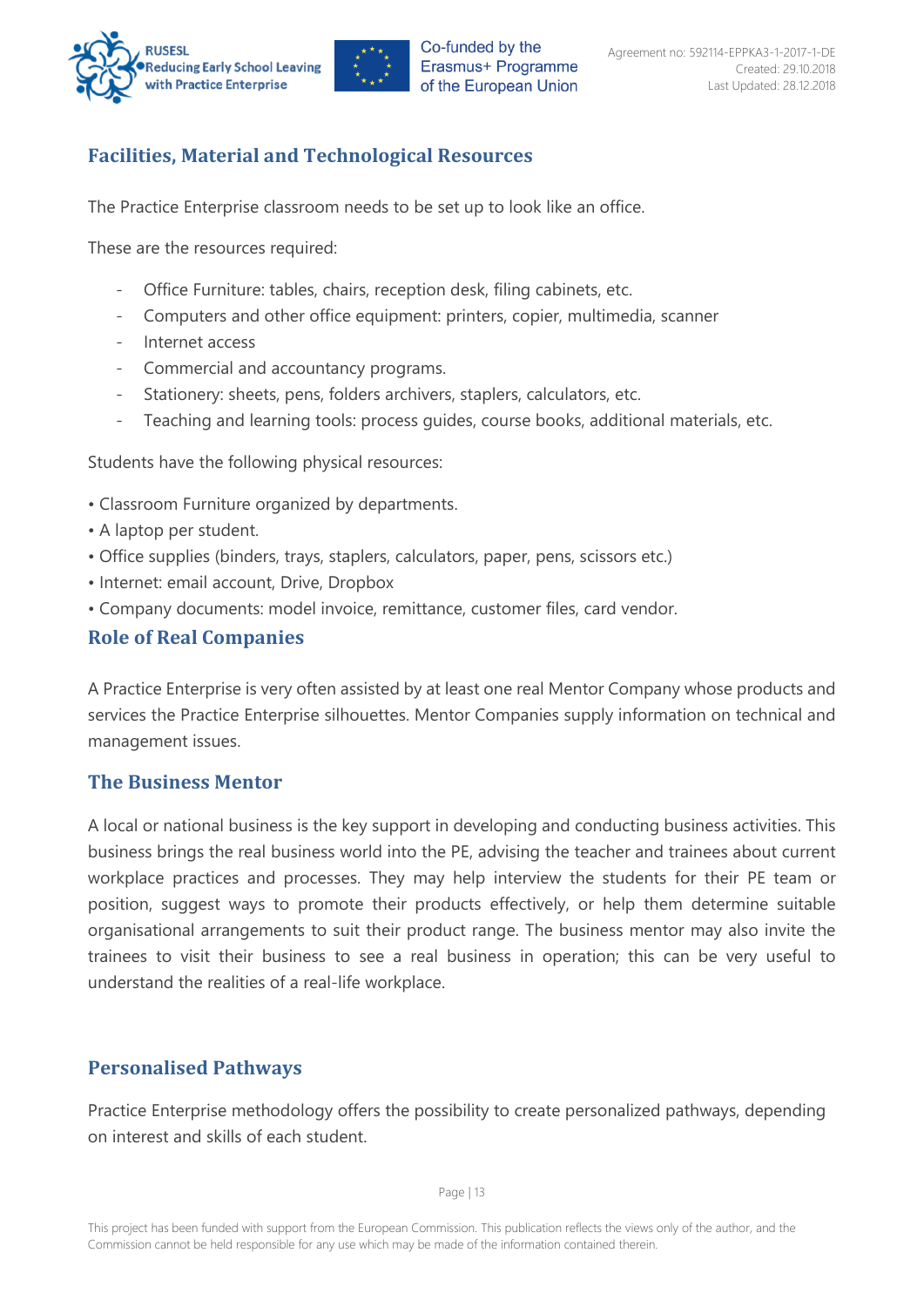## Facilities, Material and Technological Resources

The Practice Enterprise classroom needs to be set up to look like an office.

These are the resources required:

- Office Furniture: tables, chairs, reception desk, filing cabinets, etc.
- Computers and other office equipment: printers, copier, multimedia, scanner
- Internet access
- Commercial and accountancy programs.
- Stationery: sheets, pens, folders archivers, staplers, calculators, etc.
- Teaching and learning tools: process guides, course books, additional materials, etc.

Students have the following physical resources:

- Classroom Furniture organized by departments.
- A laptop per student.
- Office supplies (binders, trays, staplers, calculators, paper, pens, scissors etc.)
- Internet: email account, Drive, Dropbox
- Company documents: model invoice, remittance, customer files, card vendor.

## Role of Real Companies

A Practice Enterprise is very often assisted by at least one real Mentor Company whose products and services the Practice Enterprise silhouettes. Mentor Companies supply information on technical and management issues.

### The Business Mentor

A local or national business is the key support in developing and conducting business activities. This business brings the real business world into the PE, advising the teacher and trainees about current workplace practices and processes. They may help interview the students for their PE team or position, suggest ways to promote their products effectively, or help them determine suitable organisational arrangements to suit their product range. The business mentor may also invite the trainees to visit their business to see a real business in operation; this can be very useful to understand the realities of a real-life workplace.

## Personalised Pathways

Practice Enterprise methodology offers the possibility to create personalized pathways, depending on interest and skills of each student.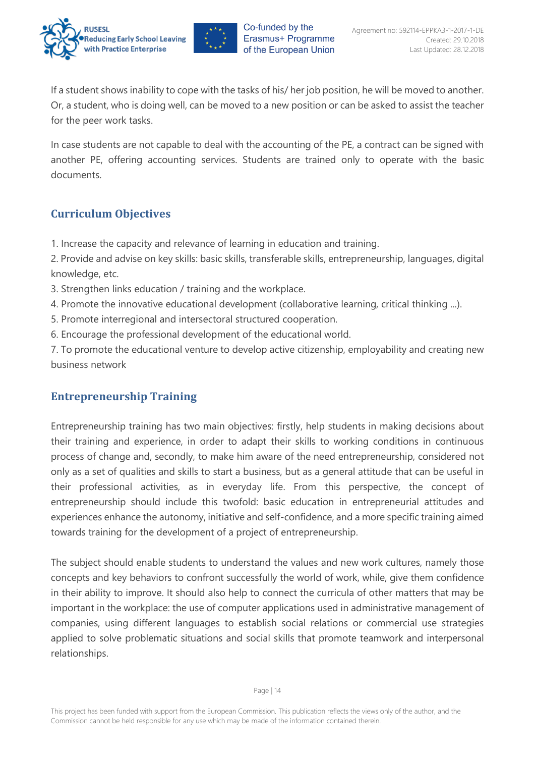If a student shows inability to cope with the tasks of his/ her job position, he will be moved to another. Or, a student, who is doing well, can be moved to a new position or can be asked to assist the teacher for the peer work tasks.

In case students are not capable to deal with the accounting of the PE, a contract can be signed with another PE, offering accounting services. Students are trained only to operate with the basic documents.

## Curriculum Objectives

1. Increase the capacity and relevance of learning in education and training.
2. Provide and advise on key skills: basic skills, transferable skills, entrepreneurship, languages, digital knowledge, etc.
3. Strengthen links education / training and the workplace.
4. Promote the innovative educational development (collaborative learning, critical thinking ...).
5. Promote interregional and intersectoral structured cooperation.
6. Encourage the professional development of the educational world.
7. To promote the educational venture to develop active citizenship, employability and creating new business network

## Entrepreneurship Training

Entrepreneurship training has two main objectives: firstly, help students in making decisions about their training and experience, in order to adapt their skills to working conditions in continuous process of change and, secondly, to make him aware of the need entrepreneurship, considered not only as a set of qualities and skills to start a business, but as a general attitude that can be useful in their professional activities, as in everyday life. From this perspective, the concept of entrepreneurship should include this twofold: basic education in entrepreneurial attitudes and experiences enhance the autonomy, initiative and self-confidence, and a more specific training aimed towards training for the development of a project of entrepreneurship.

The subject should enable students to understand the values and new work cultures, namely those concepts and key behaviors to confront successfully the world of work, while, give them confidence in their ability to improve. It should also help to connect the curricula of other matters that may be important in the workplace: the use of computer applications used in administrative management of companies, using different languages to establish social relations or commercial use strategies applied to solve problematic situations and social skills that promote teamwork and interpersonal relationships.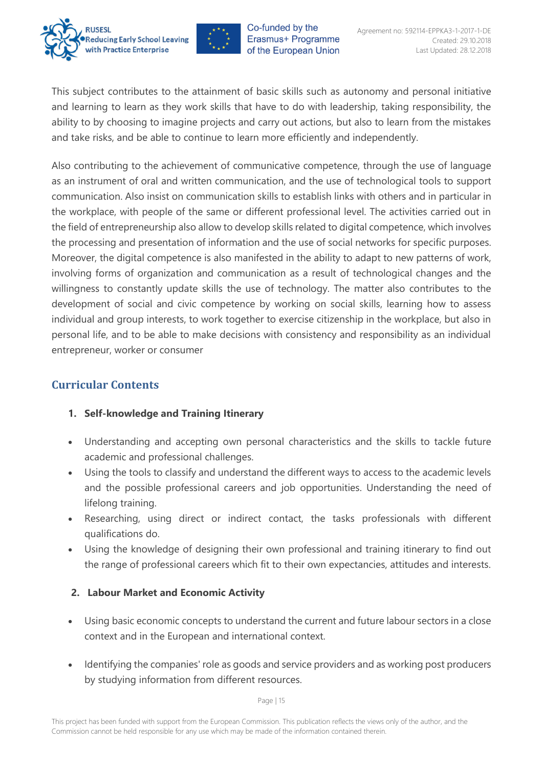This subject contributes to the attainment of basic skills such as autonomy and personal initiative and learning to learn as they work skills that have to do with leadership, taking responsibility, the ability to by choosing to imagine projects and carry out actions, but also to learn from the mistakes and take risks, and be able to continue to learn more efficiently and independently.

Also contributing to the achievement of communicative competence, through the use of language as an instrument of oral and written communication, and the use of technological tools to support communication. Also insist on communication skills to establish links with others and in particular in the workplace, with people of the same or different professional level. The activities carried out in the field of entrepreneurship also allow to develop skills related to digital competence, which involves the processing and presentation of information and the use of social networks for specific purposes. Moreover, the digital competence is also manifested in the ability to adapt to new patterns of work, involving forms of organization and communication as a result of technological changes and the willingness to constantly update skills the use of technology. The matter also contributes to the development of social and civic competence by working on social skills, learning how to assess individual and group interests, to work together to exercise citizenship in the workplace, but also in personal life, and to be able to make decisions with consistency and responsibility as an individual entrepreneur, worker or consumer

## Curricular Contents

1. **Self-knowledge and Training Itinerary**

- Understanding and accepting own personal characteristics and the skills to tackle future academic and professional challenges.
- Using the tools to classify and understand the different ways to access to the academic levels and the possible professional careers and job opportunities. Understanding the need of lifelong training.
- Researching, using direct or indirect contact, the tasks professionals with different qualifications do.
- Using the knowledge of designing their own professional and training itinerary to find out the range of professional careers which fit to their own expectancies, attitudes and interests.

2. **Labour Market and Economic Activity**

- Using basic economic concepts to understand the current and future labour sectors in a close context and in the European and international context.
- Identifying the companies' role as goods and service providers and as working post producers by studying information from different resources.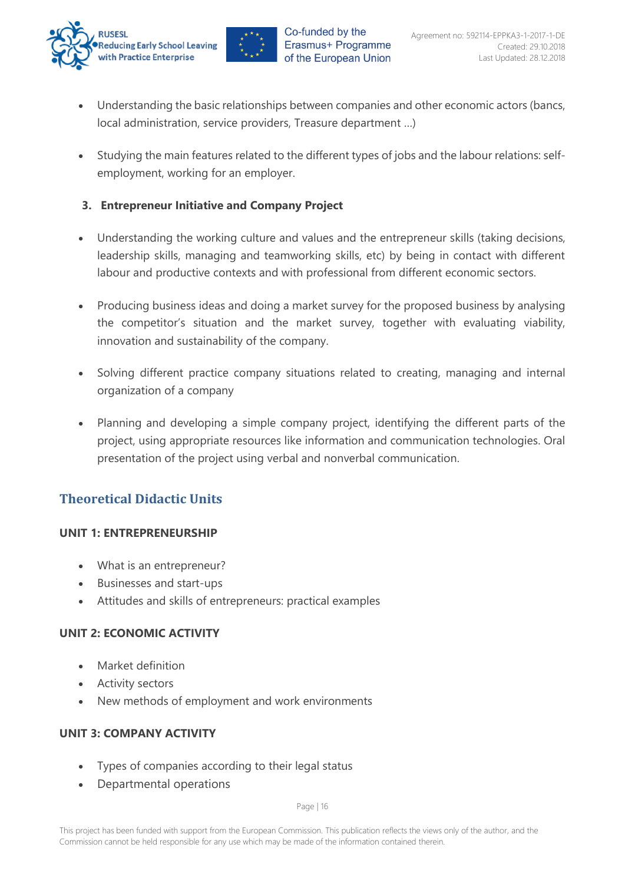- Understanding the basic relationships between companies and other economic actors (bancs, local administration, service providers, Treasure department …)
- Studying the main features related to the different types of jobs and the labour relations: self-employment, working for an employer.

3. **Entrepreneur Initiative and Company Project**

- Understanding the working culture and values and the entrepreneur skills (taking decisions, leadership skills, managing and teamworking skills, etc) by being in contact with different labour and productive contexts and with professional from different economic sectors.
- Producing business ideas and doing a market survey for the proposed business by analysing the competitor's situation and the market survey, together with evaluating viability, innovation and sustainability of the company.
- Solving different practice company situations related to creating, managing and internal organization of a company
- Planning and developing a simple company project, identifying the different parts of the project, using appropriate resources like information and communication technologies. Oral presentation of the project using verbal and nonverbal communication.

## Theoretical Didactic Units

### UNIT 1: ENTREPRENEURSHIP

- What is an entrepreneur?
- Businesses and start-ups
- Attitudes and skills of entrepreneurs: practical examples

### UNIT 2: ECONOMIC ACTIVITY

- Market definition
- Activity sectors
- New methods of employment and work environments

### UNIT 3: COMPANY ACTIVITY

- Types of companies according to their legal status
- Departmental operations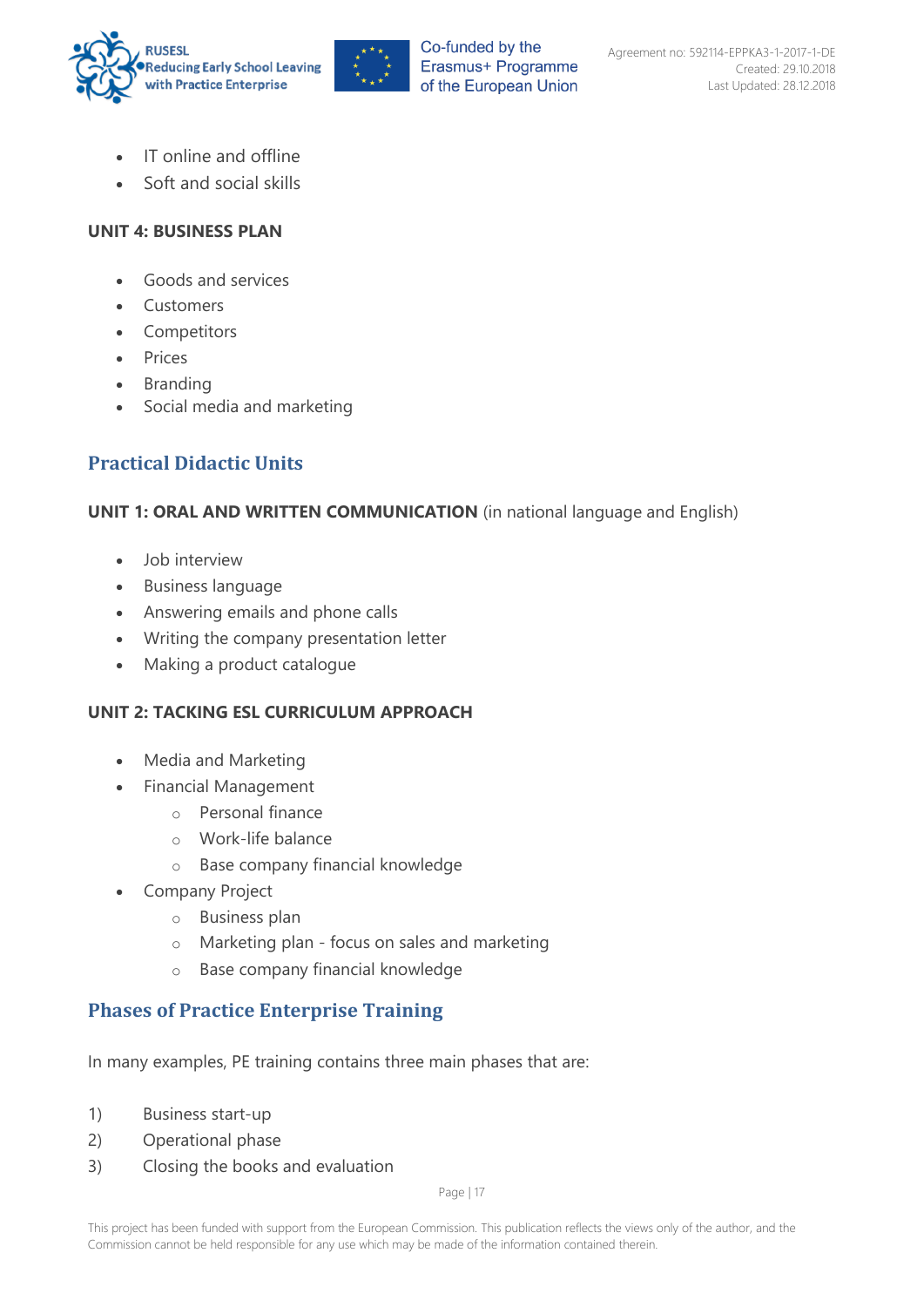- IT online and offline
- Soft and social skills

**UNIT 4: BUSINESS PLAN**

- Goods and services
- Customers
- Competitors
- Prices
- Branding
- Social media and marketing

## Practical Didactic Units

**UNIT 1: ORAL AND WRITTEN COMMUNICATION** (in national language and English)

- Job interview
- Business language
- Answering emails and phone calls
- Writing the company presentation letter
- Making a product catalogue

**UNIT 2: TACKING ESL CURRICULUM APPROACH**

- Media and Marketing
- Financial Management
  - Personal finance
  - Work-life balance
  - Base company financial knowledge
- Company Project
  - Business plan
  - Marketing plan - focus on sales and marketing
  - Base company financial knowledge

## Phases of Practice Enterprise Training

In many examples, PE training contains three main phases that are:

1) Business start-up
2) Operational phase
3) Closing the books and evaluation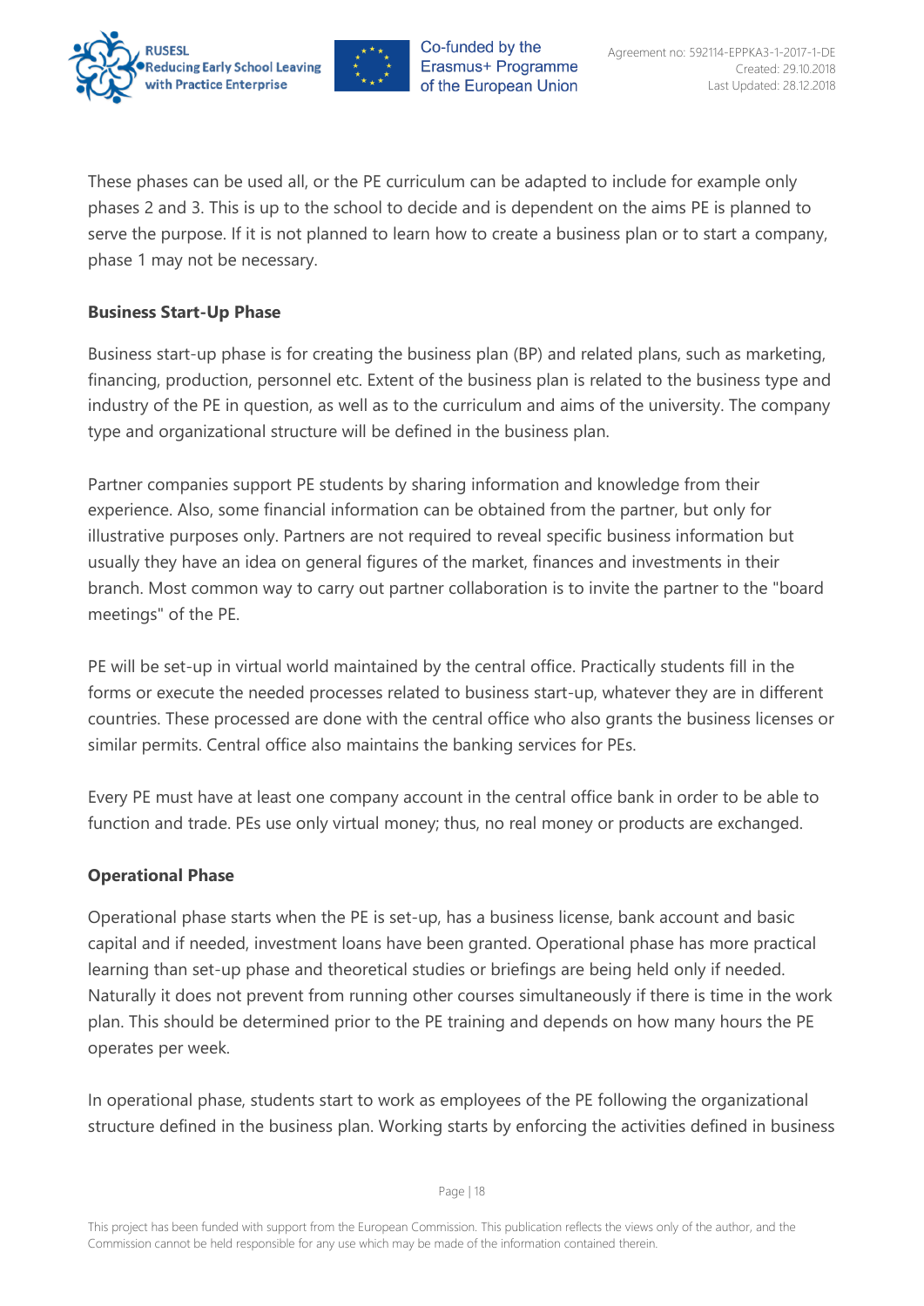These phases can be used all, or the PE curriculum can be adapted to include for example only phases 2 and 3. This is up to the school to decide and is dependent on the aims PE is planned to serve the purpose. If it is not planned to learn how to create a business plan or to start a company, phase 1 may not be necessary.

**Business Start-Up Phase**

Business start-up phase is for creating the business plan (BP) and related plans, such as marketing, financing, production, personnel etc. Extent of the business plan is related to the business type and industry of the PE in question, as well as to the curriculum and aims of the university. The company type and organizational structure will be defined in the business plan.

Partner companies support PE students by sharing information and knowledge from their experience. Also, some financial information can be obtained from the partner, but only for illustrative purposes only. Partners are not required to reveal specific business information but usually they have an idea on general figures of the market, finances and investments in their branch. Most common way to carry out partner collaboration is to invite the partner to the "board meetings" of the PE.

PE will be set-up in virtual world maintained by the central office. Practically students fill in the forms or execute the needed processes related to business start-up, whatever they are in different countries. These processed are done with the central office who also grants the business licenses or similar permits. Central office also maintains the banking services for PEs.

Every PE must have at least one company account in the central office bank in order to be able to function and trade. PEs use only virtual money; thus, no real money or products are exchanged.

**Operational Phase**

Operational phase starts when the PE is set-up, has a business license, bank account and basic capital and if needed, investment loans have been granted. Operational phase has more practical learning than set-up phase and theoretical studies or briefings are being held only if needed. Naturally it does not prevent from running other courses simultaneously if there is time in the work plan. This should be determined prior to the PE training and depends on how many hours the PE operates per week.

In operational phase, students start to work as employees of the PE following the organizational structure defined in the business plan. Working starts by enforcing the activities defined in business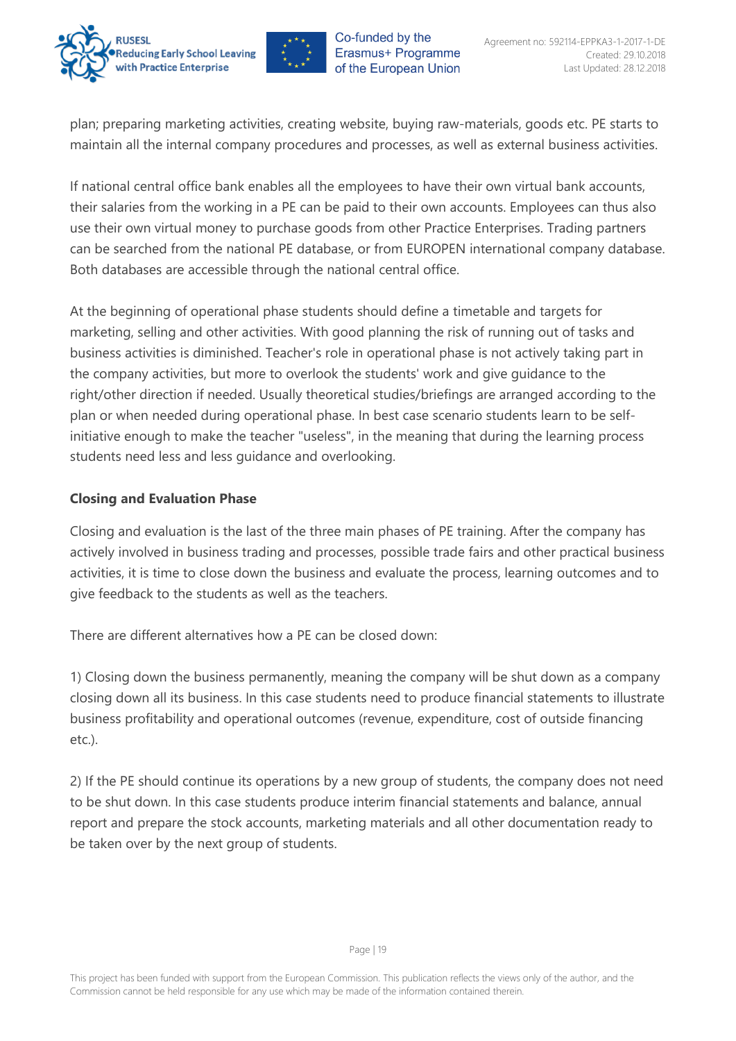plan; preparing marketing activities, creating website, buying raw-materials, goods etc. PE starts to maintain all the internal company procedures and processes, as well as external business activities.

If national central office bank enables all the employees to have their own virtual bank accounts, their salaries from the working in a PE can be paid to their own accounts. Employees can thus also use their own virtual money to purchase goods from other Practice Enterprises. Trading partners can be searched from the national PE database, or from EUROPEN international company database. Both databases are accessible through the national central office.

At the beginning of operational phase students should define a timetable and targets for marketing, selling and other activities. With good planning the risk of running out of tasks and business activities is diminished. Teacher's role in operational phase is not actively taking part in the company activities, but more to overlook the students' work and give guidance to the right/other direction if needed. Usually theoretical studies/briefings are arranged according to the plan or when needed during operational phase. In best case scenario students learn to be self-initiative enough to make the teacher "useless", in the meaning that during the learning process students need less and less guidance and overlooking.

**Closing and Evaluation Phase**

Closing and evaluation is the last of the three main phases of PE training. After the company has actively involved in business trading and processes, possible trade fairs and other practical business activities, it is time to close down the business and evaluate the process, learning outcomes and to give feedback to the students as well as the teachers.

There are different alternatives how a PE can be closed down:

1) Closing down the business permanently, meaning the company will be shut down as a company closing down all its business. In this case students need to produce financial statements to illustrate business profitability and operational outcomes (revenue, expenditure, cost of outside financing etc.).

2) If the PE should continue its operations by a new group of students, the company does not need to be shut down. In this case students produce interim financial statements and balance, annual report and prepare the stock accounts, marketing materials and all other documentation ready to be taken over by the next group of students.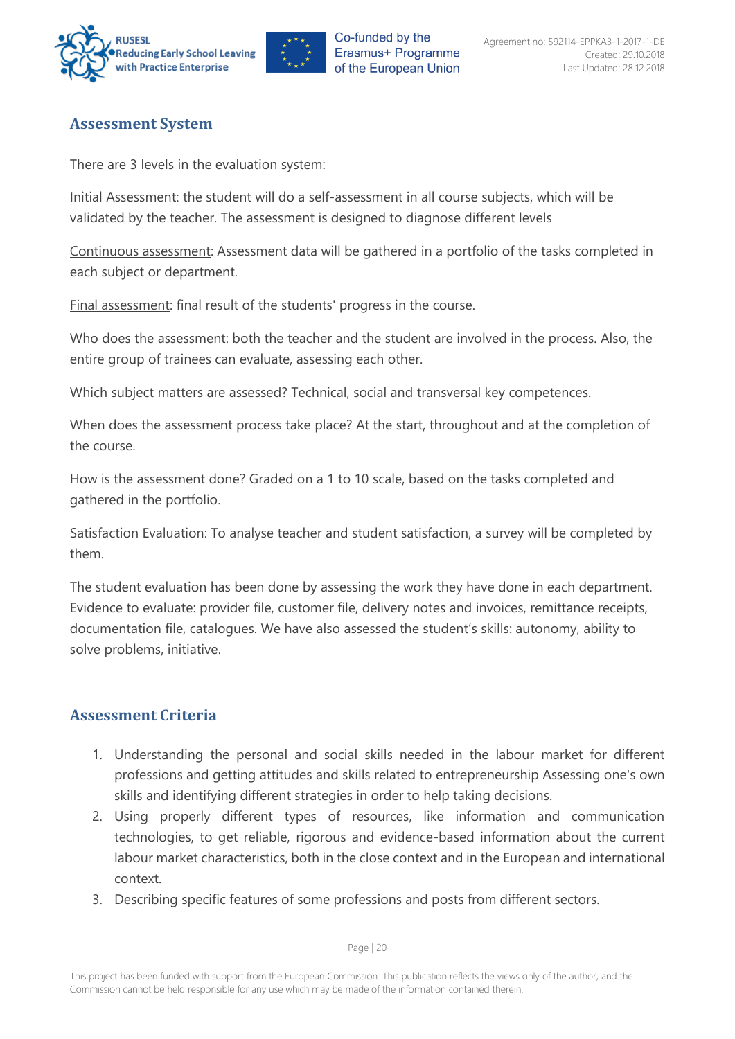## Assessment System

There are 3 levels in the evaluation system:

Initial Assessment: the student will do a self-assessment in all course subjects, which will be validated by the teacher. The assessment is designed to diagnose different levels

Continuous assessment: Assessment data will be gathered in a portfolio of the tasks completed in each subject or department.

Final assessment: final result of the students' progress in the course.

Who does the assessment: both the teacher and the student are involved in the process. Also, the entire group of trainees can evaluate, assessing each other.

Which subject matters are assessed? Technical, social and transversal key competences.

When does the assessment process take place? At the start, throughout and at the completion of the course.

How is the assessment done? Graded on a 1 to 10 scale, based on the tasks completed and gathered in the portfolio.

Satisfaction Evaluation: To analyse teacher and student satisfaction, a survey will be completed by them.

The student evaluation has been done by assessing the work they have done in each department. Evidence to evaluate: provider file, customer file, delivery notes and invoices, remittance receipts, documentation file, catalogues. We have also assessed the student's skills: autonomy, ability to solve problems, initiative.

## Assessment Criteria

1. Understanding the personal and social skills needed in the labour market for different professions and getting attitudes and skills related to entrepreneurship Assessing one's own skills and identifying different strategies in order to help taking decisions.
2. Using properly different types of resources, like information and communication technologies, to get reliable, rigorous and evidence-based information about the current labour market characteristics, both in the close context and in the European and international context.
3. Describing specific features of some professions and posts from different sectors.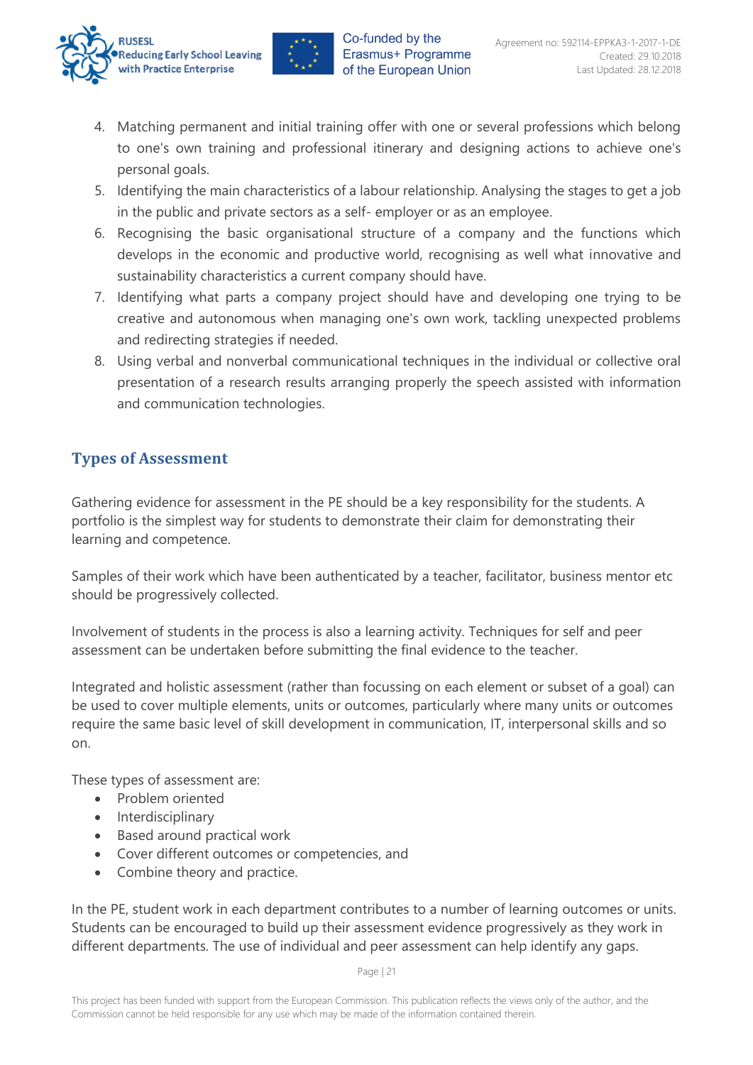4. Matching permanent and initial training offer with one or several professions which belong to one's own training and professional itinerary and designing actions to achieve one's personal goals.
5. Identifying the main characteristics of a labour relationship. Analysing the stages to get a job in the public and private sectors as a self- employer or as an employee.
6. Recognising the basic organisational structure of a company and the functions which develops in the economic and productive world, recognising as well what innovative and sustainability characteristics a current company should have.
7. Identifying what parts a company project should have and developing one trying to be creative and autonomous when managing one's own work, tackling unexpected problems and redirecting strategies if needed.
8. Using verbal and nonverbal communicational techniques in the individual or collective oral presentation of a research results arranging properly the speech assisted with information and communication technologies.

## Types of Assessment

Gathering evidence for assessment in the PE should be a key responsibility for the students. A portfolio is the simplest way for students to demonstrate their claim for demonstrating their learning and competence.

Samples of their work which have been authenticated by a teacher, facilitator, business mentor etc should be progressively collected.

Involvement of students in the process is also a learning activity. Techniques for self and peer assessment can be undertaken before submitting the final evidence to the teacher.

Integrated and holistic assessment (rather than focussing on each element or subset of a goal) can be used to cover multiple elements, units or outcomes, particularly where many units or outcomes require the same basic level of skill development in communication, IT, interpersonal skills and so on.

These types of assessment are:

- Problem oriented
- Interdisciplinary
- Based around practical work
- Cover different outcomes or competencies, and
- Combine theory and practice.

In the PE, student work in each department contributes to a number of learning outcomes or units. Students can be encouraged to build up their assessment evidence progressively as they work in different departments. The use of individual and peer assessment can help identify any gaps.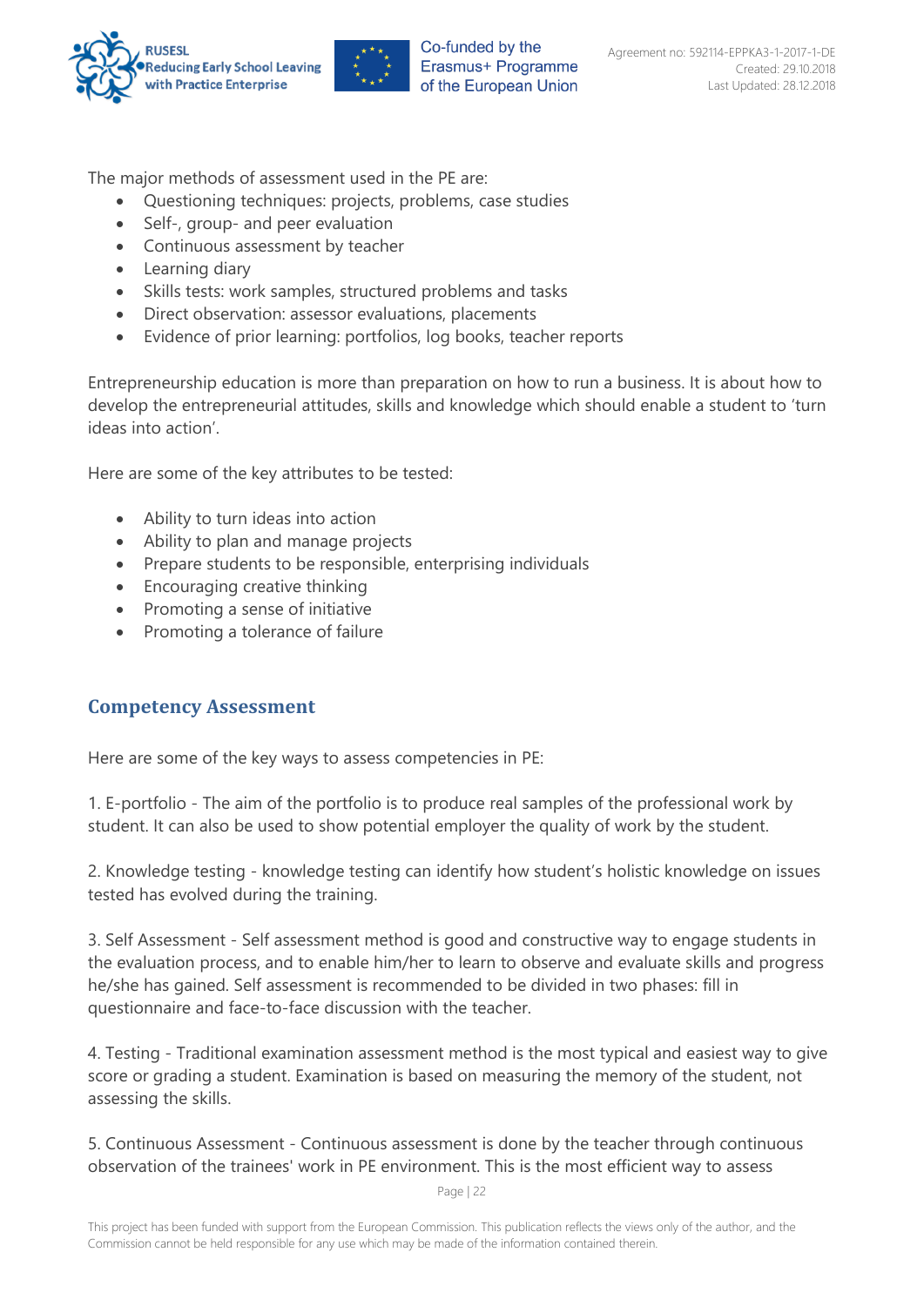The major methods of assessment used in the PE are:

- Questioning techniques: projects, problems, case studies
- Self-, group- and peer evaluation
- Continuous assessment by teacher
- Learning diary
- Skills tests: work samples, structured problems and tasks
- Direct observation: assessor evaluations, placements
- Evidence of prior learning: portfolios, log books, teacher reports

Entrepreneurship education is more than preparation on how to run a business. It is about how to develop the entrepreneurial attitudes, skills and knowledge which should enable a student to 'turn ideas into action'.

Here are some of the key attributes to be tested:

- Ability to turn ideas into action
- Ability to plan and manage projects
- Prepare students to be responsible, enterprising individuals
- Encouraging creative thinking
- Promoting a sense of initiative
- Promoting a tolerance of failure

## Competency Assessment

Here are some of the key ways to assess competencies in PE:

1. E-portfolio - The aim of the portfolio is to produce real samples of the professional work by student. It can also be used to show potential employer the quality of work by the student.

2. Knowledge testing - knowledge testing can identify how student's holistic knowledge on issues tested has evolved during the training.

3. Self Assessment - Self assessment method is good and constructive way to engage students in the evaluation process, and to enable him/her to learn to observe and evaluate skills and progress he/she has gained. Self assessment is recommended to be divided in two phases: fill in questionnaire and face-to-face discussion with the teacher.

4. Testing - Traditional examination assessment method is the most typical and easiest way to give score or grading a student. Examination is based on measuring the memory of the student, not assessing the skills.

5. Continuous Assessment - Continuous assessment is done by the teacher through continuous observation of the trainees' work in PE environment. This is the most efficient way to assess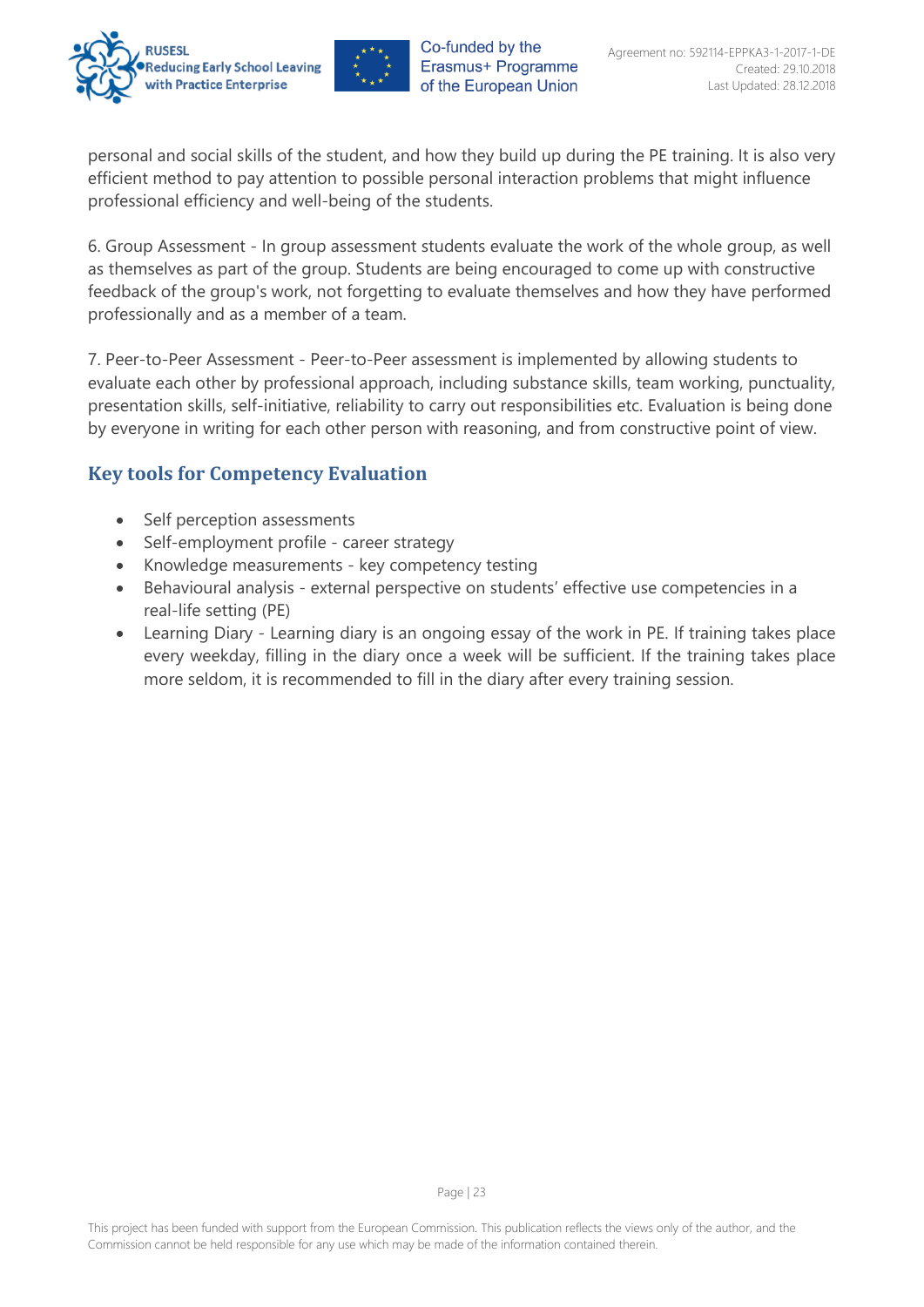personal and social skills of the student, and how they build up during the PE training. It is also very efficient method to pay attention to possible personal interaction problems that might influence professional efficiency and well-being of the students.

6. Group Assessment - In group assessment students evaluate the work of the whole group, as well as themselves as part of the group. Students are being encouraged to come up with constructive feedback of the group's work, not forgetting to evaluate themselves and how they have performed professionally and as a member of a team.

7. Peer-to-Peer Assessment - Peer-to-Peer assessment is implemented by allowing students to evaluate each other by professional approach, including substance skills, team working, punctuality, presentation skills, self-initiative, reliability to carry out responsibilities etc. Evaluation is being done by everyone in writing for each other person with reasoning, and from constructive point of view.

## Key tools for Competency Evaluation

- Self perception assessments
- Self-employment profile - career strategy
- Knowledge measurements - key competency testing
- Behavioural analysis - external perspective on students' effective use competencies in a real-life setting (PE)
- Learning Diary - Learning diary is an ongoing essay of the work in PE. If training takes place every weekday, filling in the diary once a week will be sufficient. If the training takes place more seldom, it is recommended to fill in the diary after every training session.